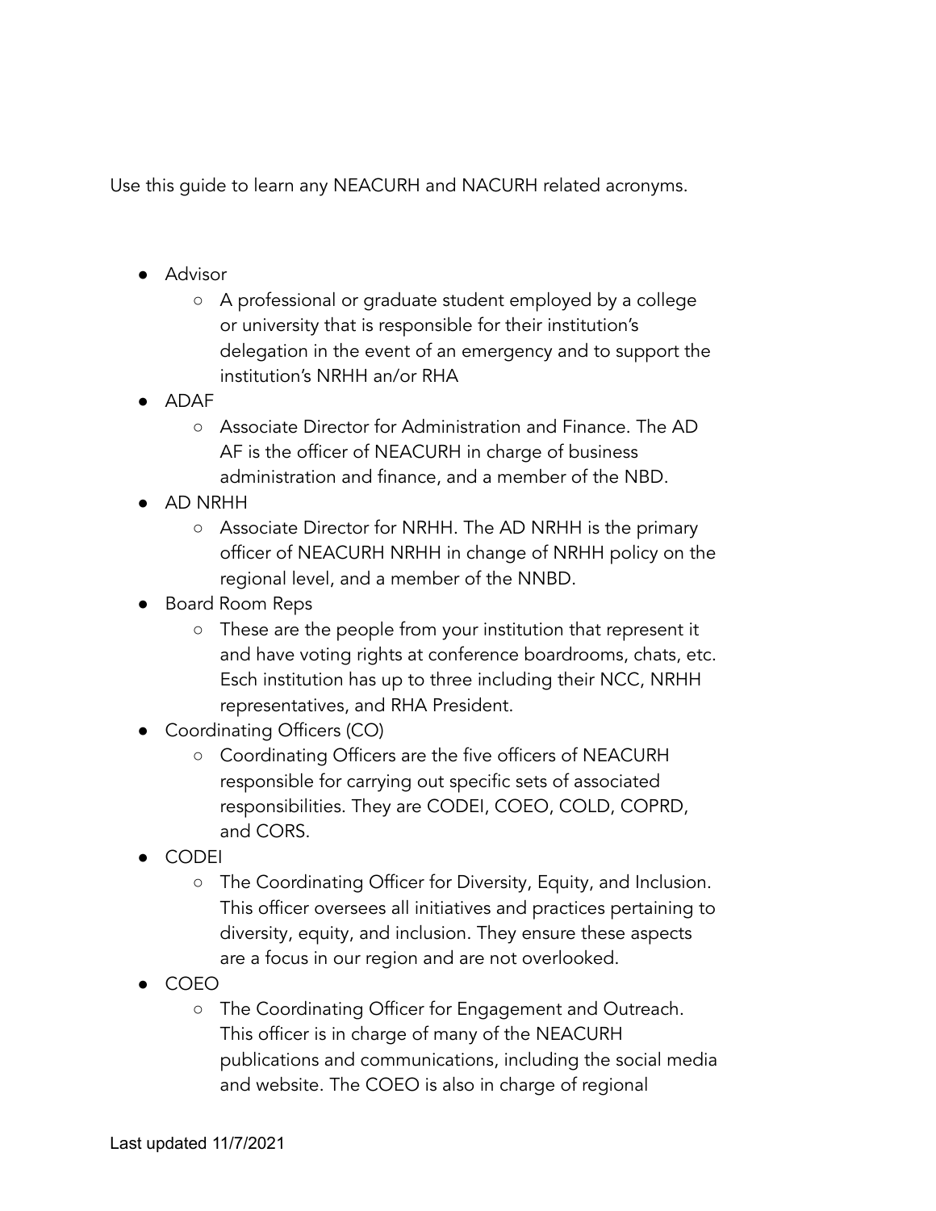Use this guide to learn any NEACURH and NACURH related acronyms.

- Advisor
  - A professional or graduate student employed by a college or university that is responsible for their institution's delegation in the event of an emergency and to support the institution's NRHH an/or RHA
- ADAF
  - Associate Director for Administration and Finance. The AD AF is the officer of NEACURH in charge of business administration and finance, and a member of the NBD.
- AD NRHH
  - Associate Director for NRHH. The AD NRHH is the primary officer of NEACURH NRHH in change of NRHH policy on the regional level, and a member of the NNBD.
- Board Room Reps
  - These are the people from your institution that represent it and have voting rights at conference boardrooms, chats, etc. Esch institution has up to three including their NCC, NRHH representatives, and RHA President.
- Coordinating Officers (CO)
  - Coordinating Officers are the five officers of NEACURH responsible for carrying out specific sets of associated responsibilities. They are CODEI, COEO, COLD, COPRD, and CORS.
- CODEI
  - The Coordinating Officer for Diversity, Equity, and Inclusion. This officer oversees all initiatives and practices pertaining to diversity, equity, and inclusion. They ensure these aspects are a focus in our region and are not overlooked.
- COEO
  - The Coordinating Officer for Engagement and Outreach. This officer is in charge of many of the NEACURH publications and communications, including the social media and website. The COEO is also in charge of regional

Last updated 11/7/2021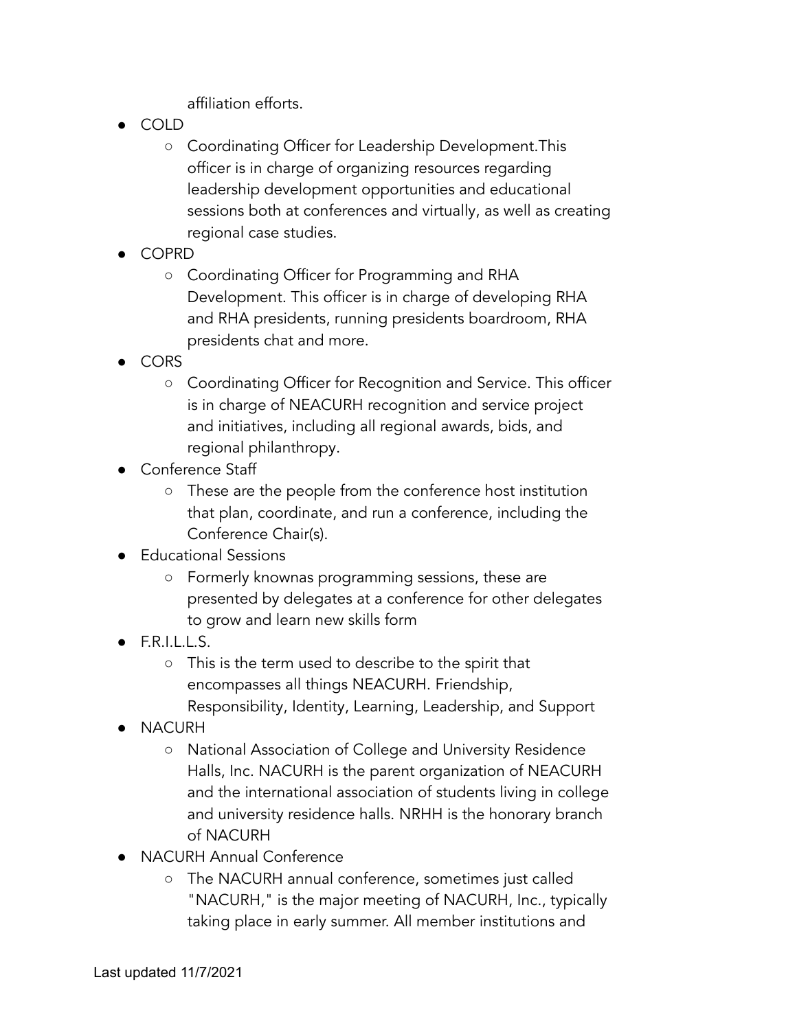affiliation efforts.

- COLD
  - Coordinating Officer for Leadership Development.This officer is in charge of organizing resources regarding leadership development opportunities and educational sessions both at conferences and virtually, as well as creating regional case studies.
- COPRD
  - Coordinating Officer for Programming and RHA Development. This officer is in charge of developing RHA and RHA presidents, running presidents boardroom, RHA presidents chat and more.
- CORS
  - Coordinating Officer for Recognition and Service. This officer is in charge of NEACURH recognition and service project and initiatives, including all regional awards, bids, and regional philanthropy.
- Conference Staff
  - These are the people from the conference host institution that plan, coordinate, and run a conference, including the Conference Chair(s).
- Educational Sessions
  - Formerly knownas programming sessions, these are presented by delegates at a conference for other delegates to grow and learn new skills form
- F.R.I.L.L.S.
  - This is the term used to describe to the spirit that encompasses all things NEACURH. Friendship, Responsibility, Identity, Learning, Leadership, and Support
- NACURH
  - National Association of College and University Residence Halls, Inc. NACURH is the parent organization of NEACURH and the international association of students living in college and university residence halls. NRHH is the honorary branch of NACURH
- NACURH Annual Conference
  - The NACURH annual conference, sometimes just called "NACURH," is the major meeting of NACURH, Inc., typically taking place in early summer. All member institutions and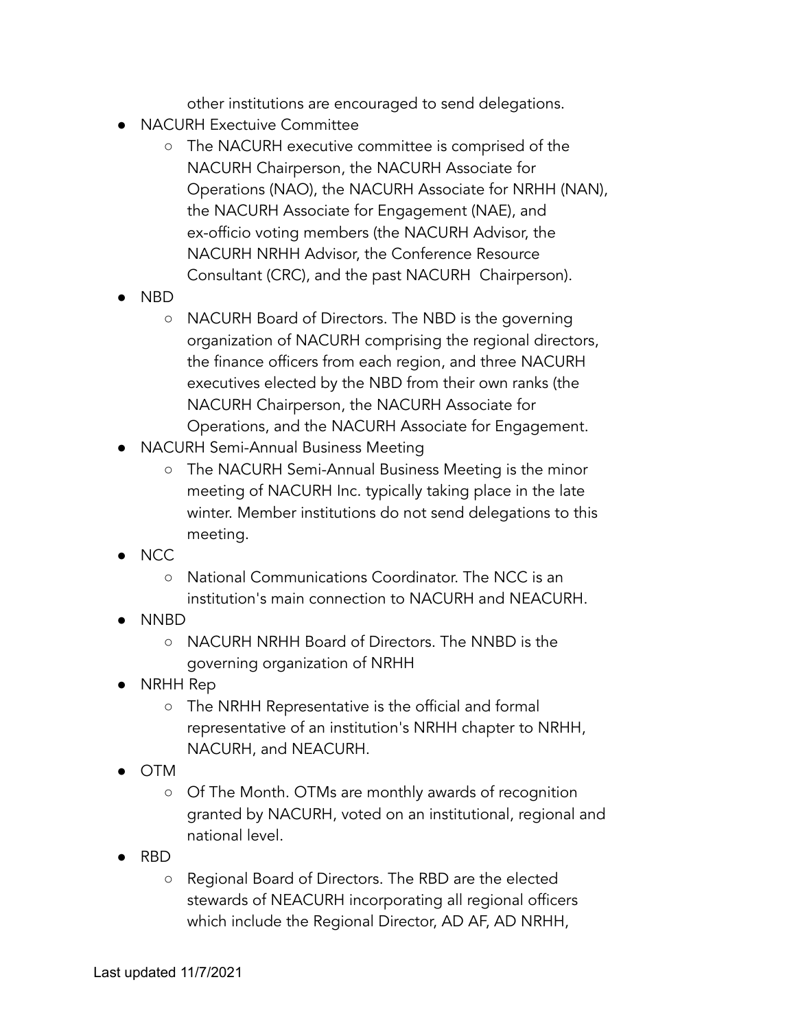other institutions are encouraged to send delegations.

- NACURH Exectuive Committee
    - The NACURH executive committee is comprised of the NACURH Chairperson, the NACURH Associate for Operations (NAO), the NACURH Associate for NRHH (NAN), the NACURH Associate for Engagement (NAE), and ex-officio voting members (the NACURH Advisor, the NACURH NRHH Advisor, the Conference Resource Consultant (CRC), and the past NACURH Chairperson).
- NBD
    - NACURH Board of Directors. The NBD is the governing organization of NACURH comprising the regional directors, the finance officers from each region, and three NACURH executives elected by the NBD from their own ranks (the NACURH Chairperson, the NACURH Associate for Operations, and the NACURH Associate for Engagement.
- NACURH Semi-Annual Business Meeting
    - The NACURH Semi-Annual Business Meeting is the minor meeting of NACURH Inc. typically taking place in the late winter. Member institutions do not send delegations to this meeting.
- NCC
    - National Communications Coordinator. The NCC is an institution's main connection to NACURH and NEACURH.
- NNBD
    - NACURH NRHH Board of Directors. The NNBD is the governing organization of NRHH
- NRHH Rep
    - The NRHH Representative is the official and formal representative of an institution's NRHH chapter to NRHH, NACURH, and NEACURH.
- OTM
    - Of The Month. OTMs are monthly awards of recognition granted by NACURH, voted on an institutional, regional and national level.
- RBD
    - Regional Board of Directors. The RBD are the elected stewards of NEACURH incorporating all regional officers which include the Regional Director, AD AF, AD NRHH,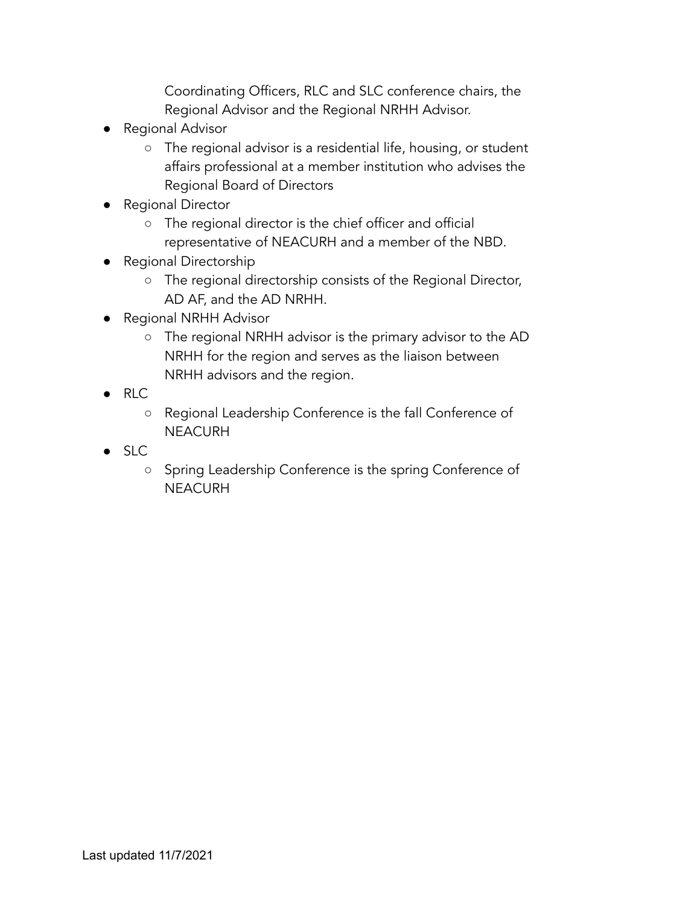Coordinating Officers, RLC and SLC conference chairs, the Regional Advisor and the Regional NRHH Advisor.

- Regional Advisor
  - The regional advisor is a residential life, housing, or student affairs professional at a member institution who advises the Regional Board of Directors
- Regional Director
  - The regional director is the chief officer and official representative of NEACURH and a member of the NBD.
- Regional Directorship
  - The regional directorship consists of the Regional Director, AD AF, and the AD NRHH.
- Regional NRHH Advisor
  - The regional NRHH advisor is the primary advisor to the AD NRHH for the region and serves as the liaison between NRHH advisors and the region.
- RLC
  - Regional Leadership Conference is the fall Conference of NEACURH
- SLC
  - Spring Leadership Conference is the spring Conference of NEACURH